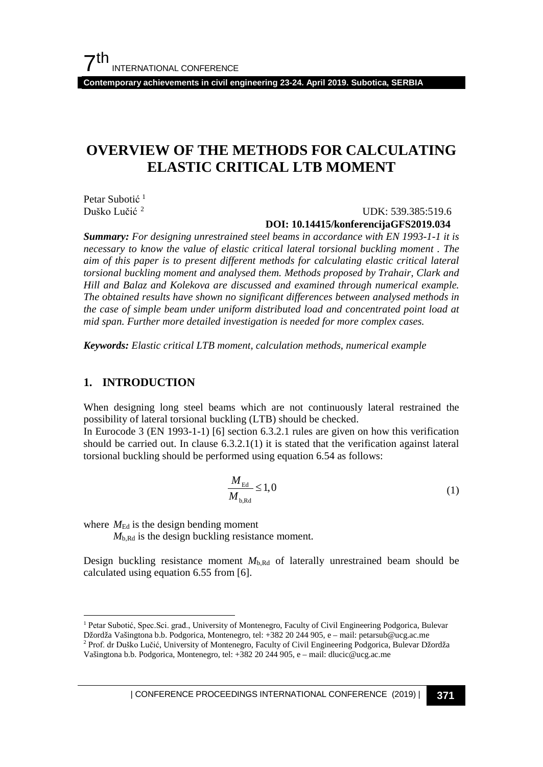# OVERVIEW OF THE METHODS FOR CALCULATING ELASTIC CRITICAL LTB MOMENT

Petar Subotić [1]
Duško Lučić [2]

UDK: 539.385:519.6
**DOI: 10.14415/konferencijaGFS2019.034**

***Summary:*** *For designing unrestrained steel beams in accordance with EN 1993-1-1 it is necessary to know the value of elastic critical lateral torsional buckling moment . The aim of this paper is to present different methods for calculating elastic critical lateral torsional buckling moment and analysed them. Methods proposed by Trahair, Clark and Hill and Balaz and Kolekova are discussed and examined through numerical example. The obtained results have shown no significant differences between analysed methods in the case of simple beam under uniform distributed load and concentrated point load at mid span. Further more detailed investigation is needed for more complex cases.*

***Keywords:*** *Elastic critical LTB moment, calculation methods, numerical example*

## 1. INTRODUCTION

When designing long steel beams which are not continuously lateral restrained the possibility of lateral torsional buckling (LTB) should be checked.

In Eurocode 3 (EN 1993-1-1) [6] section 6.3.2.1 rules are given on how this verification should be carried out. In clause 6.3.2.1(1) it is stated that the verification against lateral torsional buckling should be performed using equation 6.54 as follows:

$$\frac{M_{\mathrm{Ed}}}{M_{\mathrm{b,Rd}}} \leq 1,0 \tag{1}$$

where $M_{\mathrm{Ed}}$ is the design bending moment

$M_{\mathrm{b,Rd}}$ is the design buckling resistance moment.

Design buckling resistance moment $M_{\mathrm{b,Rd}}$ of laterally unrestrained beam should be calculated using equation 6.55 from [6].

---

[1] Petar Subotić, Spec.Sci. građ., University of Montenegro, Faculty of Civil Engineering Podgorica, Bulevar Džordža Vašingtona b.b. Podgorica, Montenegro, tel: +382 20 244 905, e – mail: petarsub@ucg.ac.me

[2] Prof. dr Duško Lučić, University of Montenegro, Faculty of Civil Engineering Podgorica, Bulevar Džordža Vašingtona b.b. Podgorica, Montenegro, tel: +382 20 244 905, e – mail: dlucic@ucg.ac.me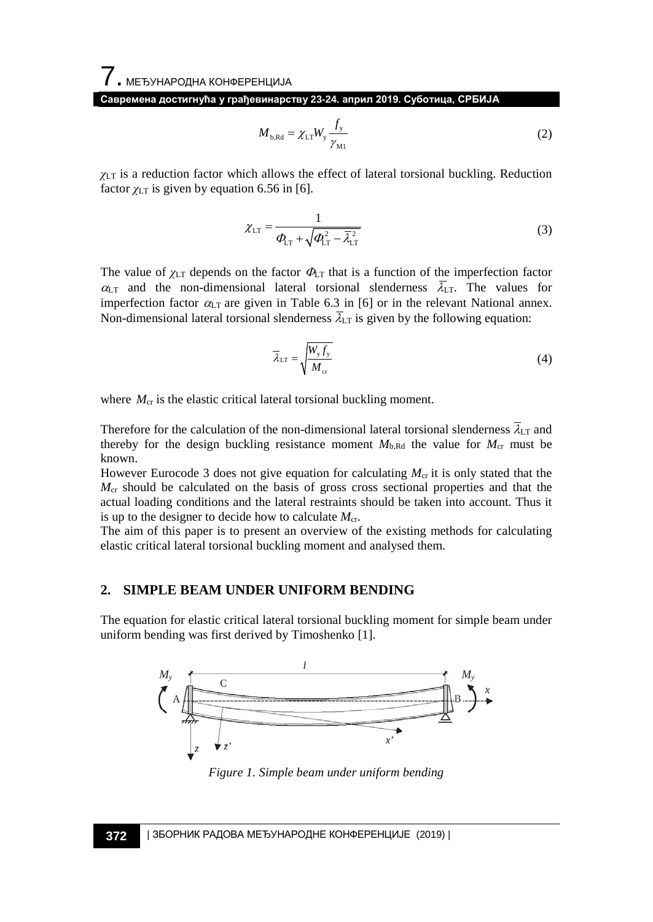$$M_{\mathrm{b,Rd}} = \chi_{\mathrm{LT}} W_{\mathrm{y}} \frac{f_{\mathrm{y}}}{\gamma_{\mathrm{M1}}} \tag{2}$$

$\chi_{\mathrm{LT}}$ is a reduction factor which allows the effect of lateral torsional buckling. Reduction factor $\chi_{\mathrm{LT}}$ is given by equation 6.56 in [6].

$$\chi_{\mathrm{LT}} = \frac{1}{\Phi_{\mathrm{LT}} + \sqrt{\Phi_{\mathrm{LT}}^2 - \overline{\lambda}_{\mathrm{LT}}^2}} \tag{3}$$

The value of $\chi_{\mathrm{LT}}$ depends on the factor $\Phi_{\mathrm{LT}}$ that is a function of the imperfection factor $\alpha_{\mathrm{LT}}$ and the non-dimensional lateral torsional slenderness $\overline{\lambda}_{\mathrm{LT}}$. The values for imperfection factor $\alpha_{\mathrm{LT}}$ are given in Table 6.3 in [6] or in the relevant National annex. Non-dimensional lateral torsional slenderness $\overline{\lambda}_{\mathrm{LT}}$ is given by the following equation:

$$\overline{\lambda}_{\mathrm{LT}} = \sqrt{\frac{W_{\mathrm{y}} f_{\mathrm{y}}}{M_{\mathrm{cr}}}} \tag{4}$$

where $M_{\mathrm{cr}}$ is the elastic critical lateral torsional buckling moment.

Therefore for the calculation of the non-dimensional lateral torsional slenderness $\overline{\lambda}_{\mathrm{LT}}$ and thereby for the design buckling resistance moment $M_{\mathrm{b,Rd}}$ the value for $M_{\mathrm{cr}}$ must be known.
However Eurocode 3 does not give equation for calculating $M_{\mathrm{cr}}$ it is only stated that the $M_{\mathrm{cr}}$ should be calculated on the basis of gross cross sectional properties and that the actual loading conditions and the lateral restraints should be taken into account. Thus it is up to the designer to decide how to calculate $M_{\mathrm{cr}}$.
The aim of this paper is to present an overview of the existing methods for calculating elastic critical lateral torsional buckling moment and analysed them.

## 2. SIMPLE BEAM UNDER UNIFORM BENDING

The equation for elastic critical lateral torsional buckling moment for simple beam under uniform bending was first derived by Timoshenko [1].

*Figure 1. Simple beam under uniform bending*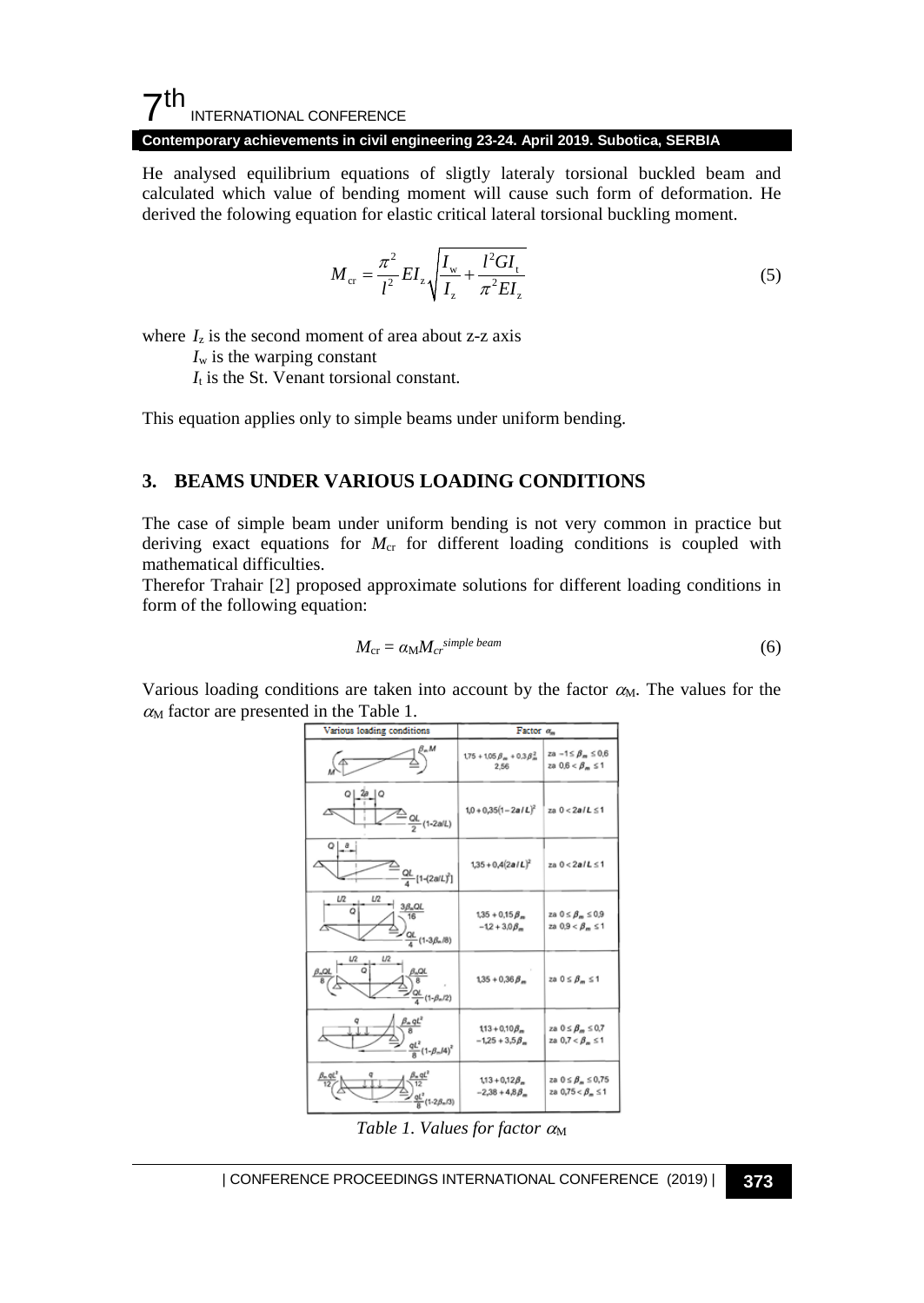He analysed equilibrium equations of sligtly lateraly torsional buckled beam and calculated which value of bending moment will cause such form of deformation. He derived the folowing equation for elastic critical lateral torsional buckling moment.

$$M_{\mathrm{cr}} = \frac{\pi^2}{l^2} E I_{\mathrm{z}} \sqrt{\frac{I_{\mathrm{w}}}{I_{\mathrm{z}}} + \frac{l^2 G I_{\mathrm{t}}}{\pi^2 E I_{\mathrm{z}}}} \tag{5}$$

where $I_z$ is the second moment of area about z-z axis

$I_w$ is the warping constant

$I_t$ is the St. Venant torsional constant.

This equation applies only to simple beams under uniform bending.

## 3. BEAMS UNDER VARIOUS LOADING CONDITIONS

The case of simple beam under uniform bending is not very common in practice but deriving exact equations for $M_{cr}$ for different loading conditions is coupled with mathematical difficulties.

Therefor Trahair [2] proposed approximate solutions for different loading conditions in form of the following equation:

$$M_{\mathrm{cr}} = \alpha_{\mathrm{M}} M_{cr}^{\,simple\ beam} \tag{6}$$

Various loading conditions are taken into account by the factor $\alpha_M$. The values for the $\alpha_M$ factor are presented in the Table 1.

| Various loading conditions | Factor $\alpha_m$ | |
|---|---|---|
| End moments $M$ and $\beta_m M$ | $\frac{1{,}75 + 1{,}05\beta_m + 0{,}3\beta_m^2}{2{,}56}$ | za $-1 \le \beta_m \le 0{,}6$<br>za $0{,}6 < \beta_m \le 1$ |
| Two loads $Q$ at distance $2a$; $\frac{QL}{2}(1-2a/L)$ | $1{,}0 + 0{,}35(1-2a/L)^2$ | za $0 < 2a/L \le 1$ |
| Load $Q$ at distance $a$; $\frac{QL}{4}[1-(2a/L)^2]$ | $1{,}35 + 0{,}4(2a/L)^2$ | za $0 < 2a/L \le 1$ |
| Load $Q$ at $L/2$, end moment $\frac{3\beta_m QL}{16}$; $\frac{QL}{4}(1-3\beta_m/8)$ | $1{,}35 + 0{,}15\beta_m$<br>$-1{,}2 + 3{,}0\beta_m$ | za $0 \le \beta_m \le 0{,}9$<br>za $0{,}9 < \beta_m \le 1$ |
| Load $Q$ at $L/2$, end moments $\frac{\beta_m QL}{8}$; $\frac{QL}{4}(1-\beta_m/2)$ | $1{,}35 + 0{,}36\beta_m$ | za $0 \le \beta_m \le 1$ |
| Uniform load $q$, end moment $\frac{\beta_m qL^2}{8}$; $\frac{qL^2}{8}(1-\beta_m/4)^2$ | $1{,}13 + 0{,}10\beta_m$<br>$-1{,}25 + 3{,}5\beta_m$ | za $0 \le \beta_m \le 0{,}7$<br>za $0{,}7 < \beta_m \le 1$ |
| Uniform load $q$, end moments $\frac{\beta_m qL^2}{12}$; $\frac{qL^2}{8}(1-2\beta_m/3)$ | $1{,}13 + 0{,}12\beta_m$<br>$-2{,}38 + 4{,}8\beta_m$ | za $0 \le \beta_m \le 0{,}75$<br>za $0{,}75 < \beta_m \le 1$ |

*Table 1. Values for factor $\alpha_M$*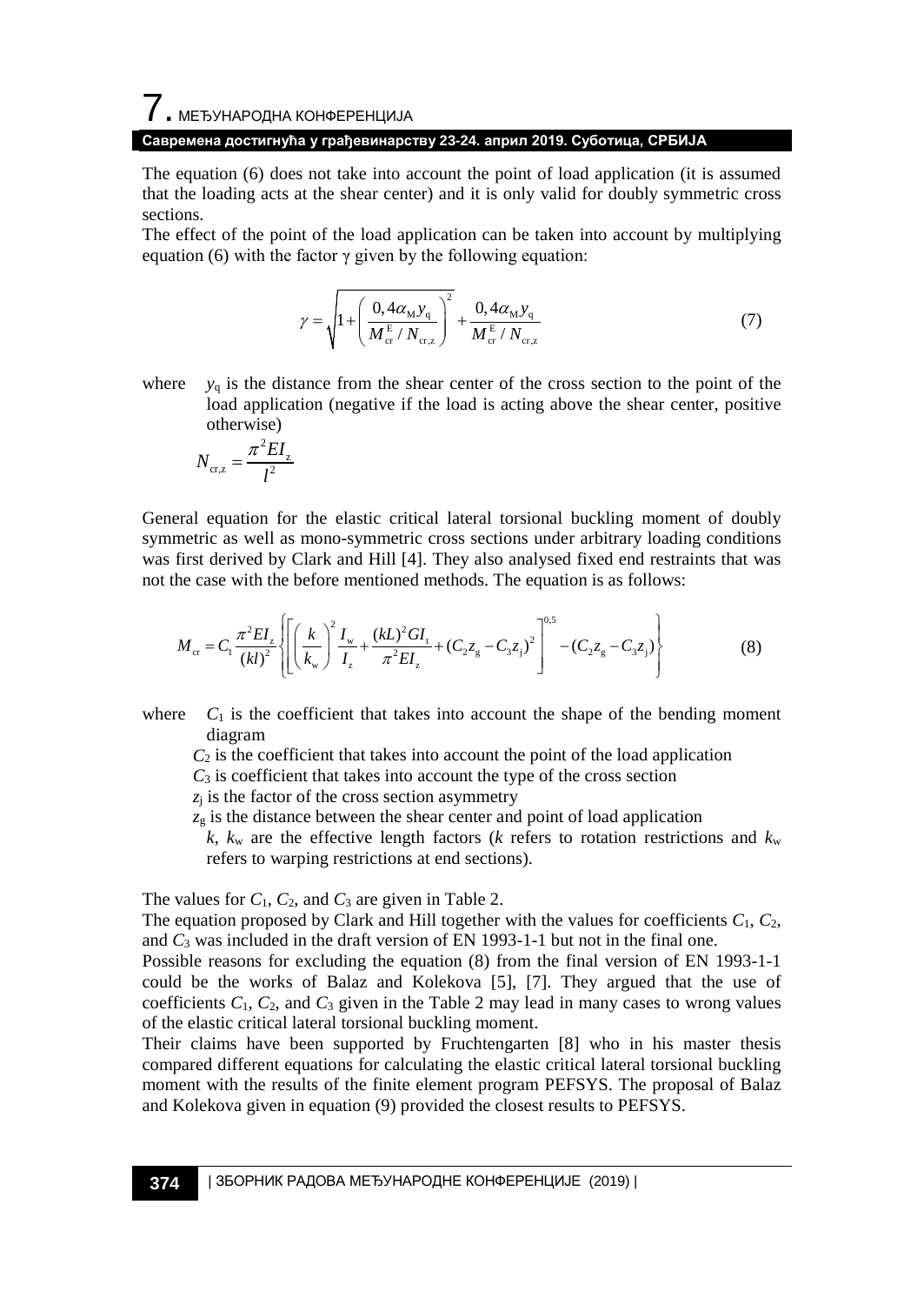The equation (6) does not take into account the point of load application (it is assumed that the loading acts at the shear center) and it is only valid for doubly symmetric cross sections.

The effect of the point of the load application can be taken into account by multiplying equation (6) with the factor $\gamma$ given by the following equation:

$$\gamma = \sqrt{1 + \left( \frac{0,4\alpha_{\mathrm{M}} y_{\mathrm{q}}}{M_{\mathrm{cr}}^{\mathrm{E}} / N_{\mathrm{cr,z}}} \right)^2} + \frac{0,4\alpha_{\mathrm{M}} y_{\mathrm{q}}}{M_{\mathrm{cr}}^{\mathrm{E}} / N_{\mathrm{cr,z}}} \tag{7}$$

where $y_{\mathrm{q}}$ is the distance from the shear center of the cross section to the point of the load application (negative if the load is acting above the shear center, positive otherwise)

$$N_{\mathrm{cr,z}} = \frac{\pi^2 E I_{\mathrm{z}}}{l^2}$$

General equation for the elastic critical lateral torsional buckling moment of doubly symmetric as well as mono-symmetric cross sections under arbitrary loading conditions was first derived by Clark and Hill [4]. They also analysed fixed end restraints that was not the case with the before mentioned methods. The equation is as follows:

$$M_{\mathrm{cr}} = C_1 \frac{\pi^2 E I_{\mathrm{z}}}{(kl)^2} \left\{ \left[ \left( \frac{k}{k_{\mathrm{w}}} \right)^2 \frac{I_{\mathrm{w}}}{I_{\mathrm{z}}} + \frac{(kL)^2 G I_{\mathrm{t}}}{\pi^2 E I_{\mathrm{z}}} + (C_2 z_{\mathrm{g}} - C_3 z_{\mathrm{j}})^2 \right]^{0,5} - (C_2 z_{\mathrm{g}} - C_3 z_{\mathrm{j}}) \right\} \tag{8}$$

where $C_1$ is the coefficient that takes into account the shape of the bending moment diagram

$C_2$ is the coefficient that takes into account the point of the load application

$C_3$ is coefficient that takes into account the type of the cross section

$z_{\mathrm{j}}$ is the factor of the cross section asymmetry

$z_{\mathrm{g}}$ is the distance between the shear center and point of load application

$k$, $k_{\mathrm{w}}$ are the effective length factors ($k$ refers to rotation restrictions and $k_{\mathrm{w}}$ refers to warping restrictions at end sections).

The values for $C_1$, $C_2$, and $C_3$ are given in Table 2.

The equation proposed by Clark and Hill together with the values for coefficients $C_1$, $C_2$, and $C_3$ was included in the draft version of EN 1993-1-1 but not in the final one.

Possible reasons for excluding the equation (8) from the final version of EN 1993-1-1 could be the works of Balaz and Kolekova [5], [7]. They argued that the use of coefficients $C_1$, $C_2$, and $C_3$ given in the Table 2 may lead in many cases to wrong values of the elastic critical lateral torsional buckling moment.

Their claims have been supported by Fruchtengarten [8] who in his master thesis compared different equations for calculating the elastic critical lateral torsional buckling moment with the results of the finite element program PEFSYS. The proposal of Balaz and Kolekova given in equation (9) provided the closest results to PEFSYS.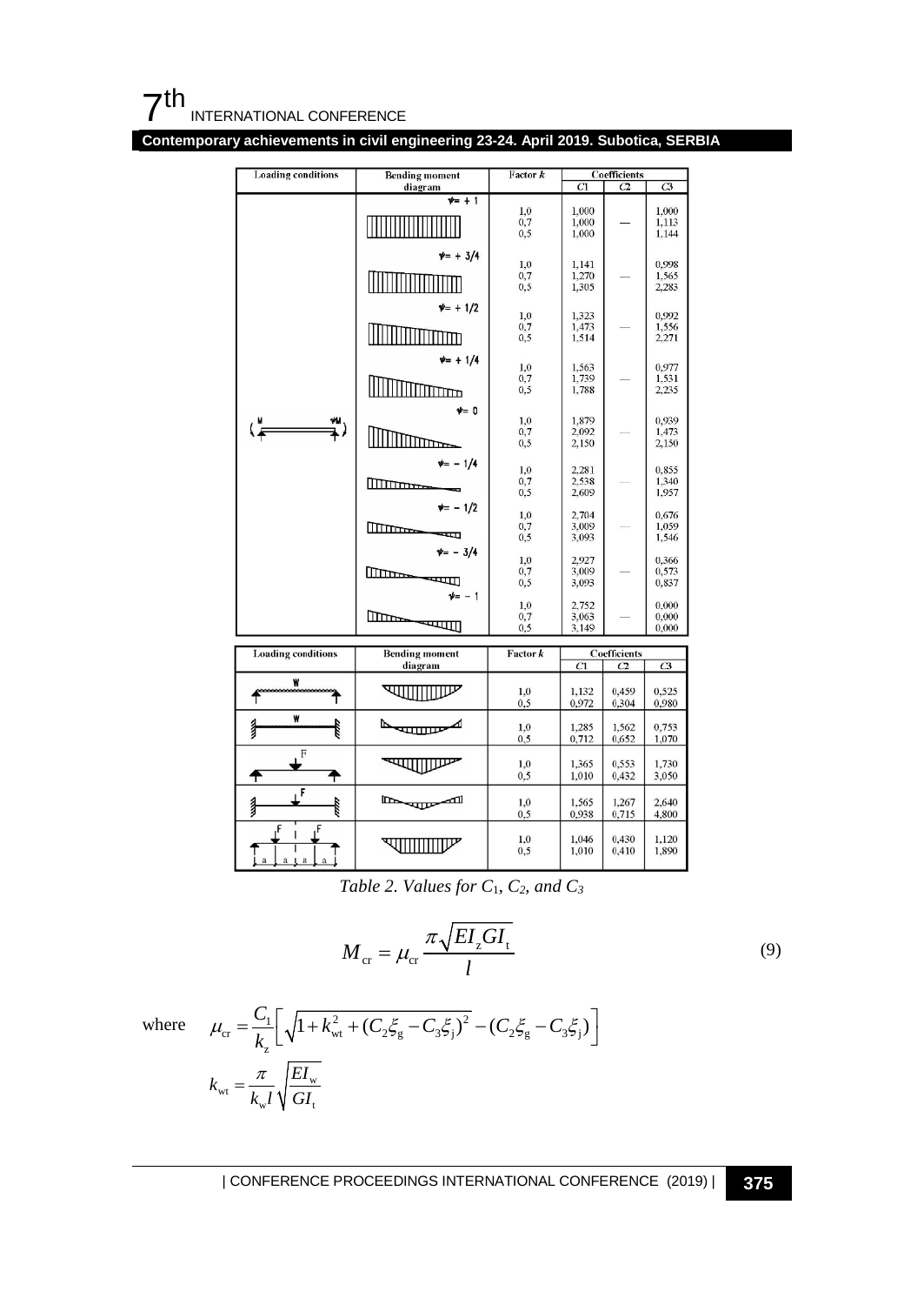| Loading conditions | Bending moment diagram | Factor $k$ | $C1$ | $C2$ | $C3$ |
|---|---|---|---|---|---|
| | $\psi = +1$ | 1,0<br>0,7<br>0,5 | 1,000<br>1,000<br>1,000 | — | 1,000<br>1,113<br>1,144 |
| | $\psi = +3/4$ | 1,0<br>0,7<br>0,5 | 1,141<br>1,270<br>1,305 | — | 0,998<br>1,565<br>2,283 |
| | $\psi = +1/2$ | 1,0<br>0,7<br>0,5 | 1,323<br>1,473<br>1,514 | — | 0,992<br>1,556<br>2,271 |
| | $\psi = +1/4$ | 1,0<br>0,7<br>0,5 | 1,563<br>1,739<br>1,788 | — | 0,977<br>1,531<br>2,235 |
| M, $\psi$M | $\psi = 0$ | 1,0<br>0,7<br>0,5 | 1,879<br>2,092<br>2,150 | — | 0,939<br>1,473<br>2,150 |
| | $\psi = -1/4$ | 1,0<br>0,7<br>0,5 | 2,281<br>2,538<br>2,609 | — | 0,855<br>1,340<br>1,957 |
| | $\psi = -1/2$ | 1,0<br>0,7<br>0,5 | 2,704<br>3,009<br>3,093 | — | 0,676<br>1,059<br>1,546 |
| | $\psi = -3/4$ | 1,0<br>0,7<br>0,5 | 2,927<br>3,009<br>3,093 | — | 0,366<br>0,573<br>0,837 |
| | $\psi = -1$ | 1,0<br>0,7<br>0,5 | 2,752<br>3,063<br>3,149 | — | 0,000<br>0,000<br>0,000 |

| Loading conditions | Bending moment diagram | Factor $k$ | $C1$ | $C2$ | $C3$ |
|---|---|---|---|---|---|
| W (simply supported) | | 1,0<br>0,5 | 1,132<br>0,972 | 0,459<br>0,304 | 0,525<br>0,980 |
| W (fixed ends) | | 1,0<br>0,5 | 1,285<br>0,712 | 1,562<br>0,652 | 0,753<br>1,070 |
| F (simply supported) | | 1,0<br>0,5 | 1,365<br>1,010 | 0,553<br>0,432 | 1,730<br>3,050 |
| F (fixed ends) | | 1,0<br>0,5 | 1,565<br>0,938 | 1,267<br>0,715 | 2,640<br>4,800 |
| F, F (a, a, a, a) | | 1,0<br>0,5 | 1,046<br>1,010 | 0,430<br>0,410 | 1,120<br>1,890 |

*Table 2. Values for $C_1$, $C_2$, and $C_3$*

$$M_{\mathrm{cr}} = \mu_{\mathrm{cr}} \frac{\pi \sqrt{EI_{\mathrm{z}} GI_{\mathrm{t}}}}{l} \tag{9}$$

where
$$\mu_{\mathrm{cr}} = \frac{C_1}{k_{\mathrm{z}}} \left[ \sqrt{1 + k_{\mathrm{wt}}^2 + (C_2 \xi_{\mathrm{g}} - C_3 \xi_{\mathrm{j}})^2} - (C_2 \xi_{\mathrm{g}} - C_3 \xi_{\mathrm{j}}) \right]$$

$$k_{\mathrm{wt}} = \frac{\pi}{k_{\mathrm{w}} l} \sqrt{\frac{EI_{\mathrm{w}}}{GI_{\mathrm{t}}}}$$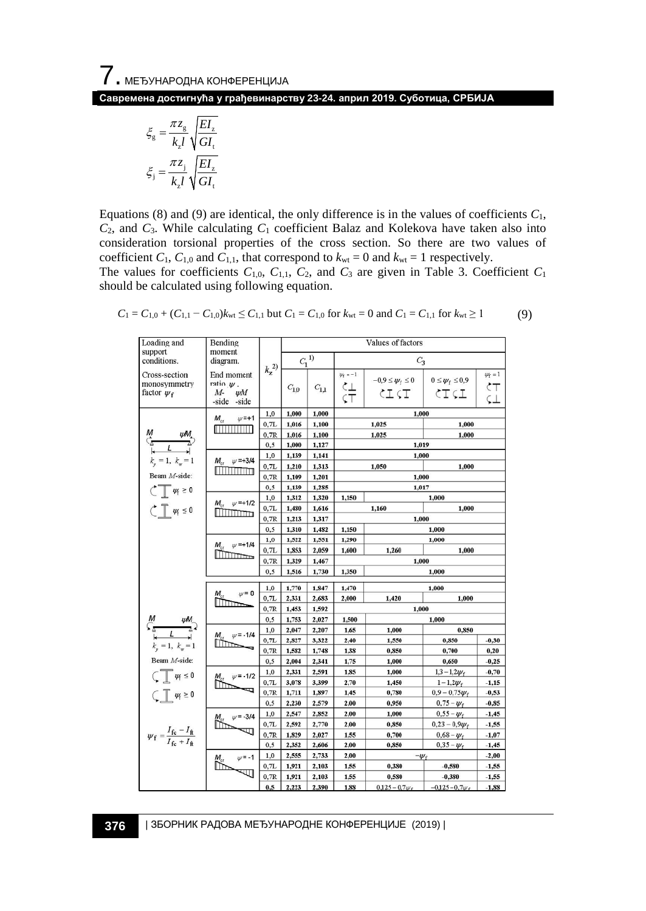$$\xi_g = \frac{\pi z_g}{k_z l}\sqrt{\frac{EI_z}{GI_t}}$$

$$\xi_j = \frac{\pi z_j}{k_z l}\sqrt{\frac{EI_z}{GI_t}}$$

Equations (8) and (9) are identical, the only difference is in the values of coefficients $C_1$, $C_2$, and $C_3$. While calculating $C_1$ coefficient Balaz and Kolekova have taken also into consideration torsional properties of the cross section. So there are two values of coefficient $C_1$, $C_{1,0}$ and $C_{1,1}$, that correspond to $k_{wt} = 0$ and $k_{wt} = 1$ respectively.

The values for coefficients $C_{1,0}$, $C_{1,1}$, $C_2$, and $C_3$ are given in Table 3. Coefficient $C_1$ should be calculated using following equation.

$$C_1 = C_{1,0} + (C_{1,1} - C_{1,0})k_{wt} \le C_{1,1} \text{ but } C_1 = C_{1,0} \text{ for } k_{wt} = 0 \text{ and } C_1 = C_{1,1} \text{ for } k_{wt} \ge 1 \qquad (9)$$

| Loading and support conditions. Cross-section monosymmetry factor $\psi_f$ | Bending moment diagram. End moment ratio $\psi$. M-side ψM-side | $k_z$ 2) | Values of factors $C_1$ 1) $C_{1,0}$ | $C_{1,1}$ | $C_3$ $\psi_f = -1$ | $-0{,}9 \le \psi_f \le 0$ | $0 \le \psi_f \le 0{,}9$ | $\psi_f = 1$ |
|---|---|---|---|---|---|---|---|---|
| $M$, $\psi M$, $L$; $k_y = 1$, $k_w = 1$; Beam $M$-side: $\psi_f \ge 0$, $\psi_f \le 0$ | $M_{cr}$ $\psi = +1$ | 1,0 | 1,000 | 1,000 | 1,000 | | | |
| | | 0,7L | 1,016 | 1,100 | 1,025 | | 1,000 | |
| | | 0,7R | 1,016 | 1,100 | 1,025 | | 1,000 | |
| | | 0,5 | 1,000 | 1,127 | 1,019 | | | |
| | $M_{cr}$ $\psi = +3/4$ | 1,0 | 1,139 | 1,141 | 1,000 | | | |
| | | 0,7L | 1,210 | 1,313 | 1,050 | | 1,000 | |
| | | 0,7R | 1,109 | 1,201 | 1,000 | | | |
| | | 0,5 | 1,139 | 1,285 | 1,017 | | | |
| | $M_{cr}$ $\psi = +1/2$ | 1,0 | 1,312 | 1,320 | 1,150 | 1,000 | | |
| | | 0,7L | 1,480 | 1,616 | 1,160 | | 1,000 | |
| | | 0,7R | 1,213 | 1,317 | 1,000 | | | |
| | | 0,5 | 1,310 | 1,482 | 1,150 | 1,000 | | |
| | $M_{cr}$ $\psi = +1/4$ | 1,0 | 1,522 | 1,551 | 1,290 | 1,000 | | |
| | | 0,7L | 1,853 | 2,059 | 1,600 | 1,260 | 1,000 | |
| | | 0,7R | 1,329 | 1,467 | 1,000 | | | |
| | | 0,5 | 1,516 | 1,730 | 1,350 | 1,000 | | |
| $M$, $\psi M$, $L$; $k_y = 1$, $k_w = 1$; Beam $M$-side: $\psi_f \le 0$, $\psi_f \ge 0$; $\psi_f = \frac{I_{fc} - I_{ft}}{I_{fc} + I_{ft}}$ | $M_{cr}$ $\psi = 0$ | 1,0 | 1,770 | 1,847 | 1,470 | 1,000 | | |
| | | 0,7L | 2,331 | 2,683 | 2,000 | 1,420 | 1,000 | |
| | | 0,7R | 1,453 | 1,592 | 1,000 | | | |
| | | 0,5 | 1,753 | 2,027 | 1,500 | 1,000 | | |
| | $M_{cr}$ $\psi = -1/4$ | 1,0 | 2,047 | 2,207 | 1,65 | 1,000 | 0,850 | |
| | | 0,7L | 2,827 | 3,322 | 2,40 | 1,550 | 0,850 | -0,30 |
| | | 0,7R | 1,582 | 1,748 | 1,38 | 0,850 | 0,700 | 0,20 |
| | | 0,5 | 2,004 | 2,341 | 1,75 | 1,000 | 0,650 | -0,25 |
| | $M_{cr}$ $\psi = -1/2$ | 1,0 | 2,331 | 2,591 | 1,85 | 1,000 | $1{,}3 - 1{,}2\psi_f$ | -0,70 |
| | | 0,7L | 3,078 | 3,399 | 2,70 | 1,450 | $1 - 1{,}2\psi_f$ | -1,15 |
| | | 0,7R | 1,711 | 1,897 | 1,45 | 0,780 | $0{,}9 - 0{,}75\psi_f$ | -0,53 |
| | | 0,5 | 2,230 | 2,579 | 2,00 | 0,950 | $0{,}75 - \psi_f$ | -0,85 |
| | $M_{cr}$ $\psi = -3/4$ | 1,0 | 2,547 | 2,852 | 2,00 | 1,000 | $0{,}55 - \psi_f$ | -1,45 |
| | | 0,7L | 2,592 | 2,770 | 2,00 | 0,850 | $0{,}23 - 0{,}9\psi_f$ | -1,55 |
| | | 0,7R | 1,829 | 2,027 | 1,55 | 0,700 | $0{,}68 - \psi_f$ | -1,07 |
| | | 0,5 | 2,352 | 2,606 | 2,00 | 0,850 | $0{,}35 - \psi_f$ | -1,45 |
| | $M_{cr}$ $\psi = -1$ | 1,0 | 2,555 | 2,733 | 2,00 | $-\psi_f$ | | -2,00 |
| | | 0,7L | 1,921 | 2,103 | 1,55 | 0,380 | -0,580 | -1,55 |
| | | 0,7R | 1,921 | 2,103 | 1,55 | 0,580 | -0,380 | -1,55 |
| | | 0,5 | 2,223 | 2,390 | 1,88 | $0{,}125 - 0{,}7\psi_f$ | $-0{,}125 - 0{,}7\psi_f$ | -1,88 |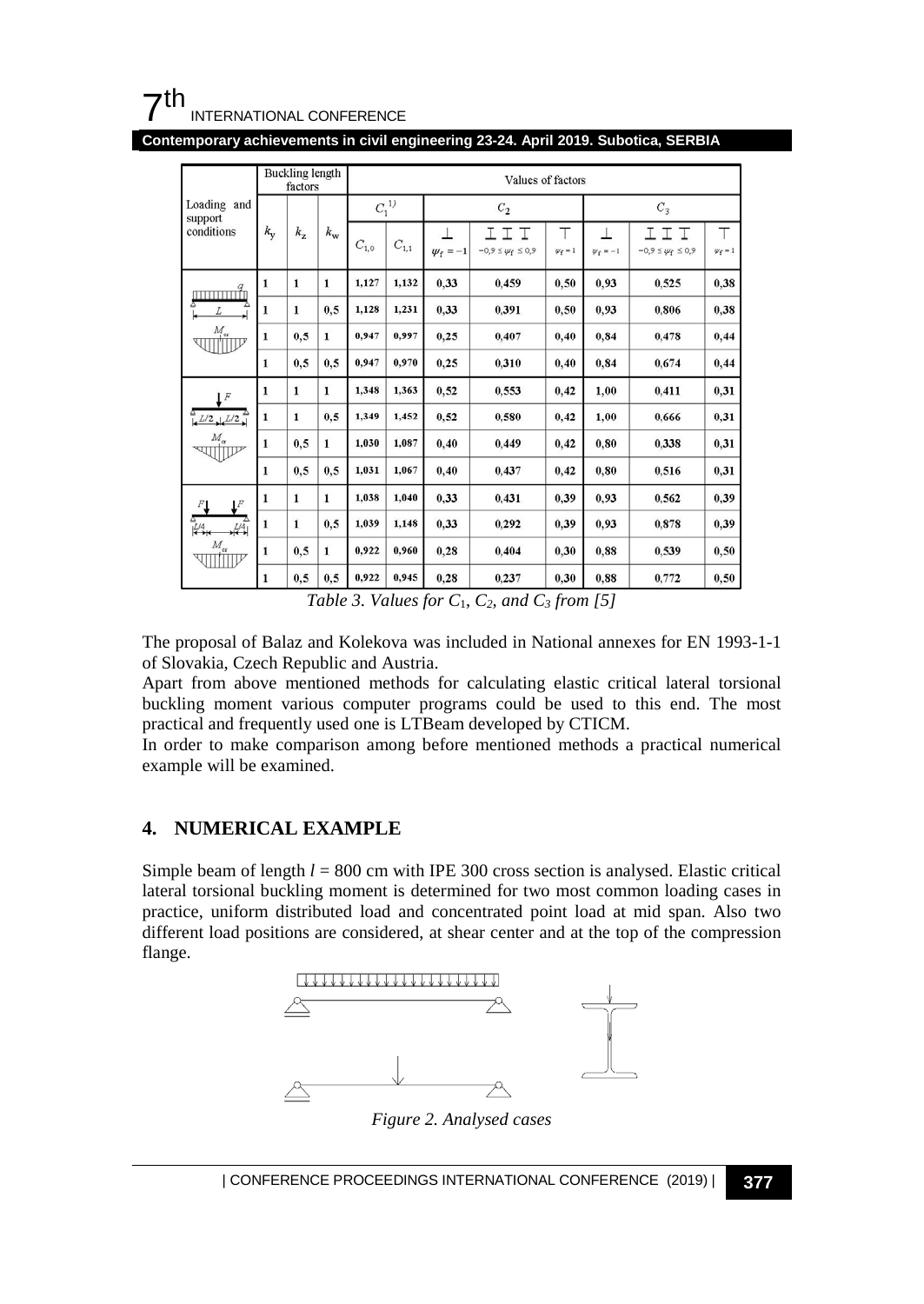| Loading and support conditions | Buckling length factors | | | Values of factors | | | | | | | |
|---|---|---|---|---|---|---|---|---|---|---|---|
| | | | | $C_1$ [1)] | | $C_2$ | | | $C_3$ | | |
| | $k_y$ | $k_z$ | $k_w$ | $C_{1,0}$ | $C_{1,1}$ | $\psi_f = -1$ | $-0,9 \le \psi_f \le 0,9$ | $\psi_f = 1$ | $\psi_f = -1$ | $-0,9 \le \psi_f \le 0,9$ | $\psi_f = 1$ |
| Uniform load $q$, span $L$, $M_{cr}$ | 1 | 1 | 1 | 1,127 | 1,132 | 0,33 | 0,459 | 0,50 | 0,93 | 0,525 | 0,38 |
| | 1 | 1 | 0,5 | 1,128 | 1,231 | 0,33 | 0,391 | 0,50 | 0,93 | 0,806 | 0,38 |
| | 1 | 0,5 | 1 | 0,947 | 0,997 | 0,25 | 0,407 | 0,40 | 0,84 | 0,478 | 0,44 |
| | 1 | 0,5 | 0,5 | 0,947 | 0,970 | 0,25 | 0,310 | 0,40 | 0,84 | 0,674 | 0,44 |
| Point load $F$ at $L/2$, $M_{cr}$ | 1 | 1 | 1 | 1,348 | 1,363 | 0,52 | 0,553 | 0,42 | 1,00 | 0,411 | 0,31 |
| | 1 | 1 | 0,5 | 1,349 | 1,452 | 0,52 | 0,580 | 0,42 | 1,00 | 0,666 | 0,31 |
| | 1 | 0,5 | 1 | 1,030 | 1,087 | 0,40 | 0,449 | 0,42 | 0,80 | 0,338 | 0,31 |
| | 1 | 0,5 | 0,5 | 1,031 | 1,067 | 0,40 | 0,437 | 0,42 | 0,80 | 0,516 | 0,31 |
| Two point loads $F$ at $L/4$, $M_{cr}$ | 1 | 1 | 1 | 1,038 | 1,040 | 0,33 | 0,431 | 0,39 | 0,93 | 0,562 | 0,39 |
| | 1 | 1 | 0,5 | 1,039 | 1,148 | 0,33 | 0,292 | 0,39 | 0,93 | 0,878 | 0,39 |
| | 1 | 0,5 | 1 | 0,922 | 0,960 | 0,28 | 0,404 | 0,30 | 0,88 | 0,539 | 0,50 |
| | 1 | 0,5 | 0,5 | 0,922 | 0,945 | 0,28 | 0,237 | 0,30 | 0,88 | 0,772 | 0,50 |

*Table 3. Values for $C_1$, $C_2$, and $C_3$ from [5]*

The proposal of Balaz and Kolekova was included in National annexes for EN 1993-1-1 of Slovakia, Czech Republic and Austria.

Apart from above mentioned methods for calculating elastic critical lateral torsional buckling moment various computer programs could be used to this end. The most practical and frequently used one is LTBeam developed by CTICM.

In order to make comparison among before mentioned methods a practical numerical example will be examined.

## 4. NUMERICAL EXAMPLE

Simple beam of length $l$ = 800 cm with IPE 300 cross section is analysed. Elastic critical lateral torsional buckling moment is determined for two most common loading cases in practice, uniform distributed load and concentrated point load at mid span. Also two different load positions are considered, at shear center and at the top of the compression flange.

*Figure 2. Analysed cases*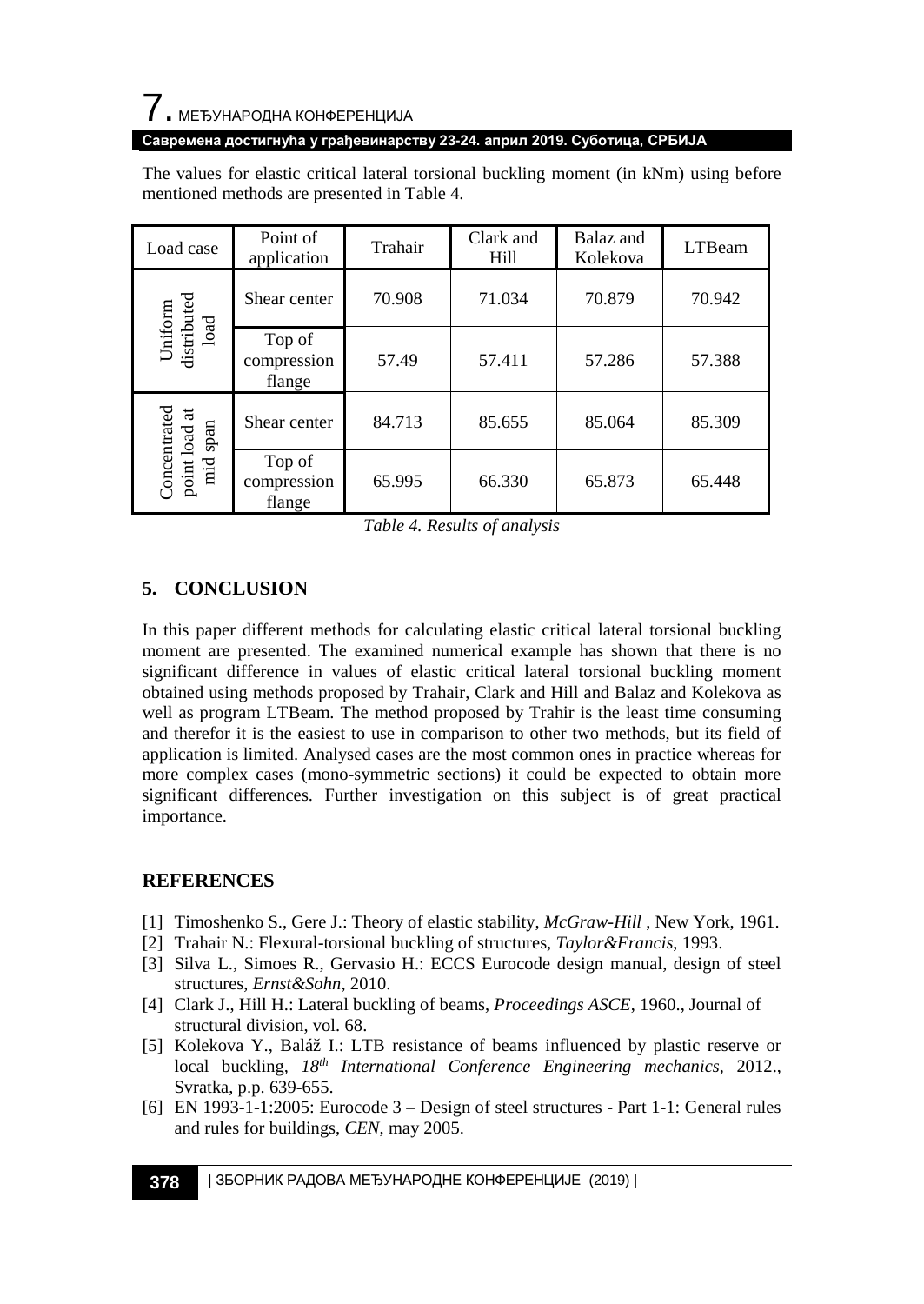The values for elastic critical lateral torsional buckling moment (in kNm) using before mentioned methods are presented in Table 4.

| Load case | Point of application | Trahair | Clark and Hill | Balaz and Kolekova | LTBeam |
|---|---|---|---|---|---|
| Uniform distributed load | Shear center | 70.908 | 71.034 | 70.879 | 70.942 |
| | Top of compression flange | 57.49 | 57.411 | 57.286 | 57.388 |
| Concentrated point load at mid span | Shear center | 84.713 | 85.655 | 85.064 | 85.309 |
| | Top of compression flange | 65.995 | 66.330 | 65.873 | 65.448 |

*Table 4. Results of analysis*

## 5. CONCLUSION

In this paper different methods for calculating elastic critical lateral torsional buckling moment are presented. The examined numerical example has shown that there is no significant difference in values of elastic critical lateral torsional buckling moment obtained using methods proposed by Trahair, Clark and Hill and Balaz and Kolekova as well as program LTBeam. The method proposed by Trahir is the least time consuming and therefor it is the easiest to use in comparison to other two methods, but its field of application is limited. Analysed cases are the most common ones in practice whereas for more complex cases (mono-symmetric sections) it could be expected to obtain more significant differences. Further investigation on this subject is of great practical importance.

## REFERENCES

[1] Timoshenko S., Gere J.: Theory of elastic stability, *McGraw-Hill* , New York, 1961.

[2] Trahair N.: Flexural-torsional buckling of structures, *Taylor&Francis*, 1993.

[3] Silva L., Simoes R., Gervasio H.: ECCS Eurocode design manual, design of steel structures, *Ernst&Sohn*, 2010.

[4] Clark J., Hill H.: Lateral buckling of beams, *Proceedings ASCE*, 1960., Journal of structural division, vol. 68.

[5] Kolekova Y., Baláž I.: LTB resistance of beams influenced by plastic reserve or local buckling, *18th International Conference Engineering mechanics*, 2012., Svratka, p.p. 639-655.

[6] EN 1993-1-1:2005: Eurocode 3 – Design of steel structures - Part 1-1: General rules and rules for buildings, *CEN*, may 2005.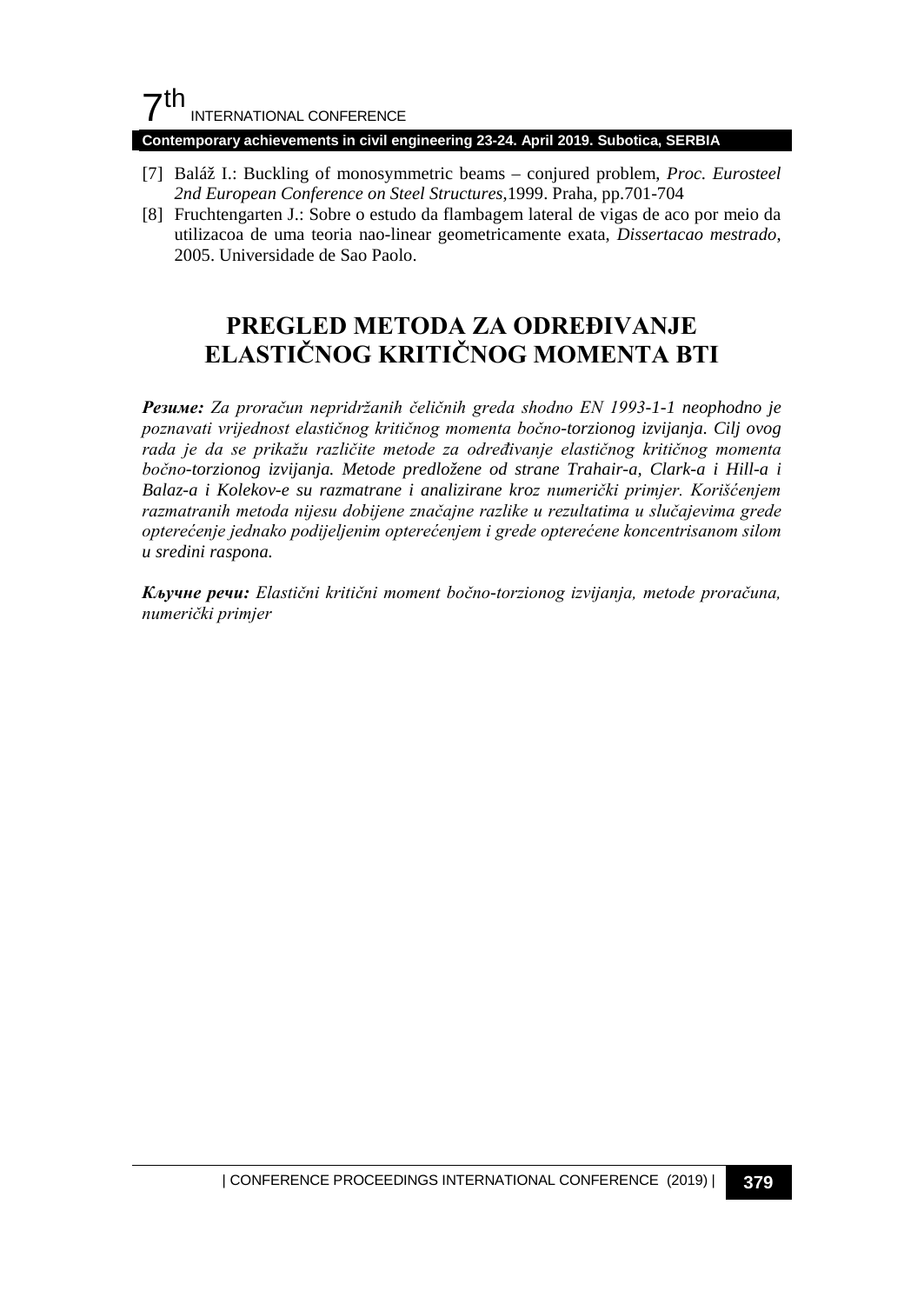[7] Baláž I.: Buckling of monosymmetric beams – conjured problem, *Proc. Eurosteel 2nd European Conference on Steel Structures*,1999. Praha, pp.701-704

[8] Fruchtengarten J.: Sobre o estudo da flambagem lateral de vigas de aco por meio da utilizacoa de uma teoria nao-linear geometricamente exata, *Dissertacao mestrado*, 2005. Universidade de Sao Paolo.

# PREGLED METODA ZA ODREĐIVANJE ELASTIČNOG KRITIČNOG MOMENTA BTI

***Резиме:*** *Za proračun nepridržanih čeličnih greda shodno EN 1993-1-1 neophodno je poznavati vrijednost elastičnog kritičnog momenta bočno-torzionog izvijanja. Cilj ovog rada je da se prikažu različite metode za određivanje elastičnog kritičnog momenta bočno-torzionog izvijanja. Metode predložene od strane Trahair-a, Clark-a i Hill-a i Balaz-a i Kolekov-e su razmatrane i analizirane kroz numerički primjer. Korišćenjem razmatranih metoda nijesu dobijene značajne razlike u rezultatima u slučajevima grede opterećenje jednako podijeljenim opterećenjem i grede opterećene koncentrisanom silom u sredini raspona.*

***Кључне речи:*** *Elastični kritični moment bočno-torzionog izvijanja, metode proračuna, numerički primjer*